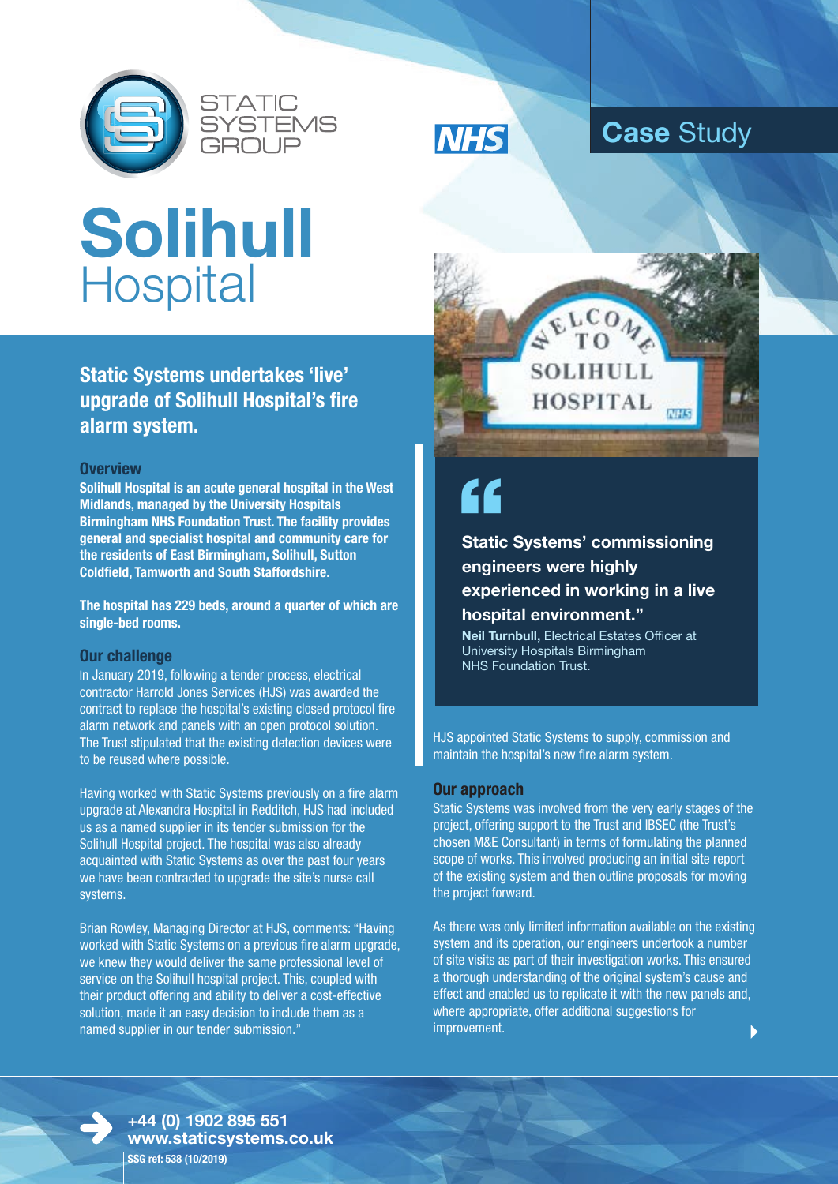STATIC SYSTEMS GROUP

NHS

Case Study

# Solihull Hospital

## Static Systems undertakes 'live' upgrade of Solihull Hospital's fire alarm system.

### Overview

**Solihull Hospital is an acute general hospital in the West Midlands, managed by the University Hospitals Birmingham NHS Foundation Trust. The facility provides general and specialist hospital and community care for the residents of East Birmingham, Solihull, Sutton Coldfield, Tamworth and South Staffordshire.**

**The hospital has 229 beds, around a quarter of which are single-bed rooms.**

### Our challenge

In January 2019, following a tender process, electrical contractor Harrold Jones Services (HJS) was awarded the contract to replace the hospital's existing closed protocol fire alarm network and panels with an open protocol solution. The Trust stipulated that the existing detection devices were to be reused where possible.

Having worked with Static Systems previously on a fire alarm upgrade at Alexandra Hospital in Redditch, HJS had included us as a named supplier in its tender submission for the Solihull Hospital project. The hospital was also already acquainted with Static Systems as over the past four years we have been contracted to upgrade the site's nurse call systems.

Brian Rowley, Managing Director at HJS, comments: "Having worked with Static Systems on a previous fire alarm upgrade, we knew they would deliver the same professional level of service on the Solihull hospital project. This, coupled with their product offering and ability to deliver a cost-effective solution, made it an easy decision to include them as a named supplier in our tender submission."

> **"Static Systems' commissioning engineers were highly experienced in working in a live hospital environment."**
>
> **Neil Turnbull,** Electrical Estates Officer at University Hospitals Birmingham NHS Foundation Trust.

HJS appointed Static Systems to supply, commission and maintain the hospital's new fire alarm system.

### Our approach

Static Systems was involved from the very early stages of the project, offering support to the Trust and IBSEC (the Trust's chosen M&E Consultant) in terms of formulating the planned scope of works. This involved producing an initial site report of the existing system and then outline proposals for moving the project forward.

As there was only limited information available on the existing system and its operation, our engineers undertook a number of site visits as part of their investigation works. This ensured a thorough understanding of the original system's cause and effect and enabled us to replicate it with the new panels and, where appropriate, offer additional suggestions for improvement.

**+44 (0) 1902 895 551**
**www.staticsystems.co.uk**
**SSG ref: 538 (10/2019)**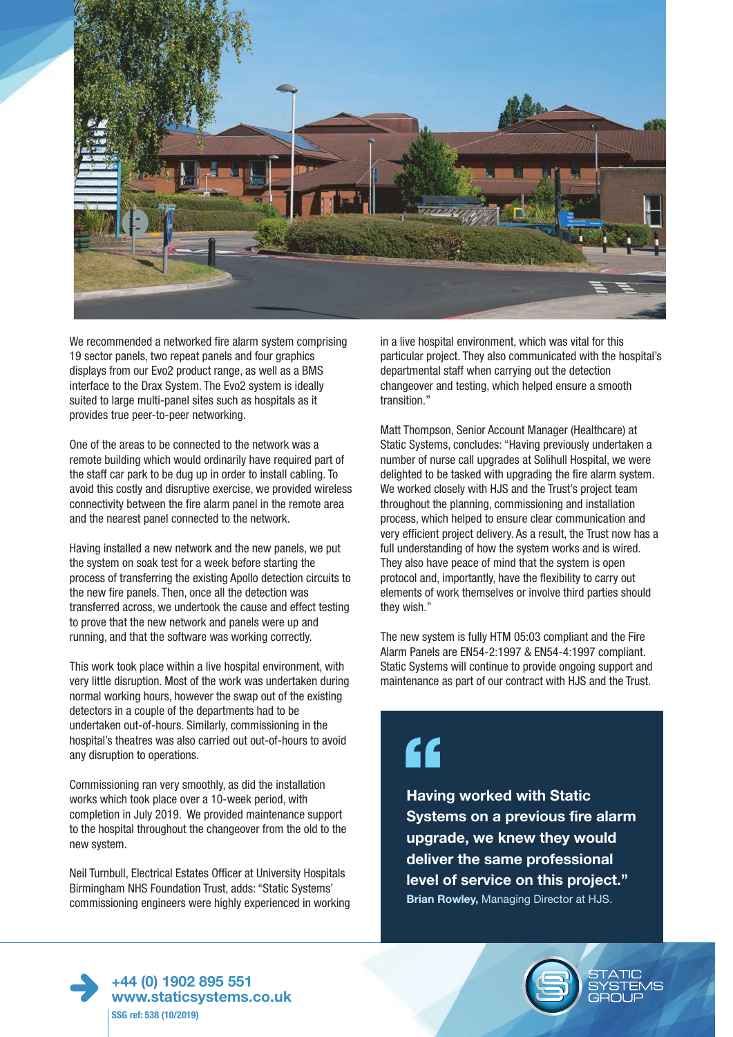We recommended a networked fire alarm system comprising 19 sector panels, two repeat panels and four graphics displays from our Evo2 product range, as well as a BMS interface to the Drax System. The Evo2 system is ideally suited to large multi-panel sites such as hospitals as it provides true peer-to-peer networking.

One of the areas to be connected to the network was a remote building which would ordinarily have required part of the staff car park to be dug up in order to install cabling. To avoid this costly and disruptive exercise, we provided wireless connectivity between the fire alarm panel in the remote area and the nearest panel connected to the network.

Having installed a new network and the new panels, we put the system on soak test for a week before starting the process of transferring the existing Apollo detection circuits to the new fire panels. Then, once all the detection was transferred across, we undertook the cause and effect testing to prove that the new network and panels were up and running, and that the software was working correctly.

This work took place within a live hospital environment, with very little disruption. Most of the work was undertaken during normal working hours, however the swap out of the existing detectors in a couple of the departments had to be undertaken out-of-hours. Similarly, commissioning in the hospital's theatres was also carried out out-of-hours to avoid any disruption to operations.

Commissioning ran very smoothly, as did the installation works which took place over a 10-week period, with completion in July 2019. We provided maintenance support to the hospital throughout the changeover from the old to the new system.

Neil Turnbull, Electrical Estates Officer at University Hospitals Birmingham NHS Foundation Trust, adds: "Static Systems' commissioning engineers were highly experienced in working in a live hospital environment, which was vital for this particular project. They also communicated with the hospital's departmental staff when carrying out the detection changeover and testing, which helped ensure a smooth transition."

Matt Thompson, Senior Account Manager (Healthcare) at Static Systems, concludes: "Having previously undertaken a number of nurse call upgrades at Solihull Hospital, we were delighted to be tasked with upgrading the fire alarm system. We worked closely with HJS and the Trust's project team throughout the planning, commissioning and installation process, which helped to ensure clear communication and very efficient project delivery. As a result, the Trust now has a full understanding of how the system works and is wired. They also have peace of mind that the system is open protocol and, importantly, have the flexibility to carry out elements of work themselves or involve third parties should they wish."

The new system is fully HTM 05:03 compliant and the Fire Alarm Panels are EN54-2:1997 & EN54-4:1997 compliant. Static Systems will continue to provide ongoing support and maintenance as part of our contract with HJS and the Trust.

> **Having worked with Static Systems on a previous fire alarm upgrade, we knew they would deliver the same professional level of service on this project."**
>
> **Brian Rowley,** Managing Director at HJS.

+44 (0) 1902 895 551
www.staticsystems.co.uk
SSG ref: 538 (10/2019)

STATIC SYSTEMS GROUP